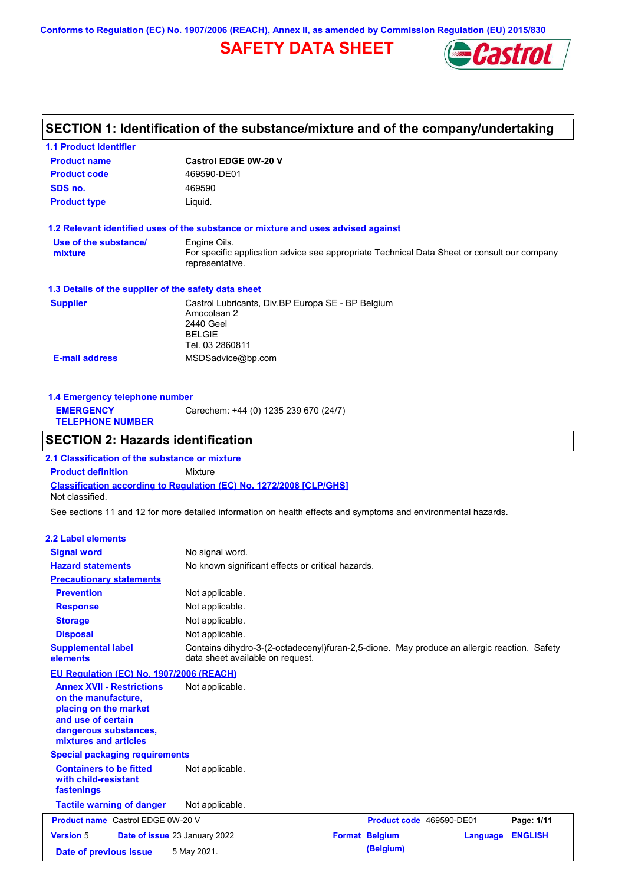Conforms to Regulation (EC) No. 1907/2006 (REACH), Annex II, as amended by Commission Regulation (EU) 2015/830

# SAFETY DATA SHEET

## SECTION 1: Identification of the substance/mixture and of the company/undertaking

### 1.1 Product identifier

**Product name** Castrol EDGE 0W-20 V

**Product code** 469590-DE01

**SDS no.** 469590

**Product type** Liquid.

### 1.2 Relevant identified uses of the substance or mixture and uses advised against

**Use of the substance/mixture** Engine Oils.
For specific application advice see appropriate Technical Data Sheet or consult our company representative.

### 1.3 Details of the supplier of the safety data sheet

**Supplier** Castrol Lubricants, Div.BP Europa SE - BP Belgium
Amocolaan 2
2440 Geel
BELGIE
Tel. 03 2860811

**E-mail address** MSDSadvice@bp.com

### 1.4 Emergency telephone number

**EMERGENCY TELEPHONE NUMBER** Carechem: +44 (0) 1235 239 670 (24/7)

## SECTION 2: Hazards identification

### 2.1 Classification of the substance or mixture

**Product definition** Mixture

**Classification according to Regulation (EC) No. 1272/2008 [CLP/GHS]**

Not classified.

See sections 11 and 12 for more detailed information on health effects and symptoms and environmental hazards.

### 2.2 Label elements

**Signal word** No signal word.

**Hazard statements** No known significant effects or critical hazards.

**Precautionary statements**

**Prevention** Not applicable.

**Response** Not applicable.

**Storage** Not applicable.

**Disposal** Not applicable.

**Supplemental label elements** Contains dihydro-3-(2-octadecenyl)furan-2,5-dione. May produce an allergic reaction. Safety data sheet available on request.

**EU Regulation (EC) No. 1907/2006 (REACH)**

**Annex XVII - Restrictions on the manufacture, placing on the market and use of certain dangerous substances, mixtures and articles** Not applicable.

**Special packaging requirements**

**Containers to be fitted with child-resistant fastenings** Not applicable.

**Tactile warning of danger** Not applicable.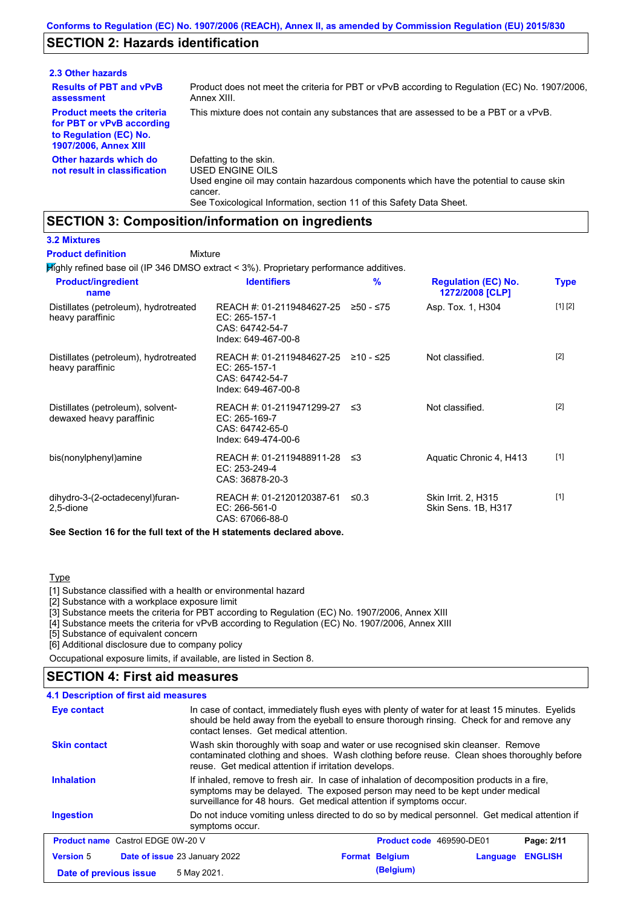## SECTION 2: Hazards identification

### 2.3 Other hazards

| | |
|---|---|
| **Results of PBT and vPvB assessment** | Product does not meet the criteria for PBT or vPvB according to Regulation (EC) No. 1907/2006, Annex XIII. |
| **Product meets the criteria for PBT or vPvB according to Regulation (EC) No. 1907/2006, Annex XIII** | This mixture does not contain any substances that are assessed to be a PBT or a vPvB. |
| **Other hazards which do not result in classification** | Defatting to the skin.<br>USED ENGINE OILS<br>Used engine oil may contain hazardous components which have the potential to cause skin cancer.<br>See Toxicological Information, section 11 of this Safety Data Sheet. |

## SECTION 3: Composition/information on ingredients

### 3.2 Mixtures

**Product definition** Mixture

Highly refined base oil (IP 346 DMSO extract < 3%). Proprietary performance additives.

| Product/ingredient name | Identifiers | % | Regulation (EC) No. 1272/2008 [CLP] | Type |
|---|---|---|---|---|
| Distillates (petroleum), hydrotreated heavy paraffinic | REACH #: 01-2119484627-25<br>EC: 265-157-1<br>CAS: 64742-54-7<br>Index: 649-467-00-8 | ≥50 - ≤75 | Asp. Tox. 1, H304 | [1] [2] |
| Distillates (petroleum), hydrotreated heavy paraffinic | REACH #: 01-2119484627-25<br>EC: 265-157-1<br>CAS: 64742-54-7<br>Index: 649-467-00-8 | ≥10 - ≤25 | Not classified. | [2] |
| Distillates (petroleum), solvent-dewaxed heavy paraffinic | REACH #: 01-2119471299-27<br>EC: 265-169-7<br>CAS: 64742-65-0<br>Index: 649-474-00-6 | ≤3 | Not classified. | [2] |
| bis(nonylphenyl)amine | REACH #: 01-2119488911-28<br>EC: 253-249-4<br>CAS: 36878-20-3 | ≤3 | Aquatic Chronic 4, H413 | [1] |
| dihydro-3-(2-octadecenyl)furan-2,5-dione | REACH #: 01-2120120387-61<br>EC: 266-561-0<br>CAS: 67066-88-0 | ≤0.3 | Skin Irrit. 2, H315<br>Skin Sens. 1B, H317 | [1] |

**See Section 16 for the full text of the H statements declared above.**

Type

[1] Substance classified with a health or environmental hazard
[2] Substance with a workplace exposure limit
[3] Substance meets the criteria for PBT according to Regulation (EC) No. 1907/2006, Annex XIII
[4] Substance meets the criteria for vPvB according to Regulation (EC) No. 1907/2006, Annex XIII
[5] Substance of equivalent concern
[6] Additional disclosure due to company policy

Occupational exposure limits, if available, are listed in Section 8.

## SECTION 4: First aid measures

### 4.1 Description of first aid measures

| | |
|---|---|
| **Eye contact** | In case of contact, immediately flush eyes with plenty of water for at least 15 minutes. Eyelids should be held away from the eyeball to ensure thorough rinsing. Check for and remove any contact lenses. Get medical attention. |
| **Skin contact** | Wash skin thoroughly with soap and water or use recognised skin cleanser. Remove contaminated clothing and shoes. Wash clothing before reuse. Clean shoes thoroughly before reuse. Get medical attention if irritation develops. |
| **Inhalation** | If inhaled, remove to fresh air. In case of inhalation of decomposition products in a fire, symptoms may be delayed. The exposed person may need to be kept under medical surveillance for 48 hours. Get medical attention if symptoms occur. |
| **Ingestion** | Do not induce vomiting unless directed to do so by medical personnel. Get medical attention if symptoms occur. |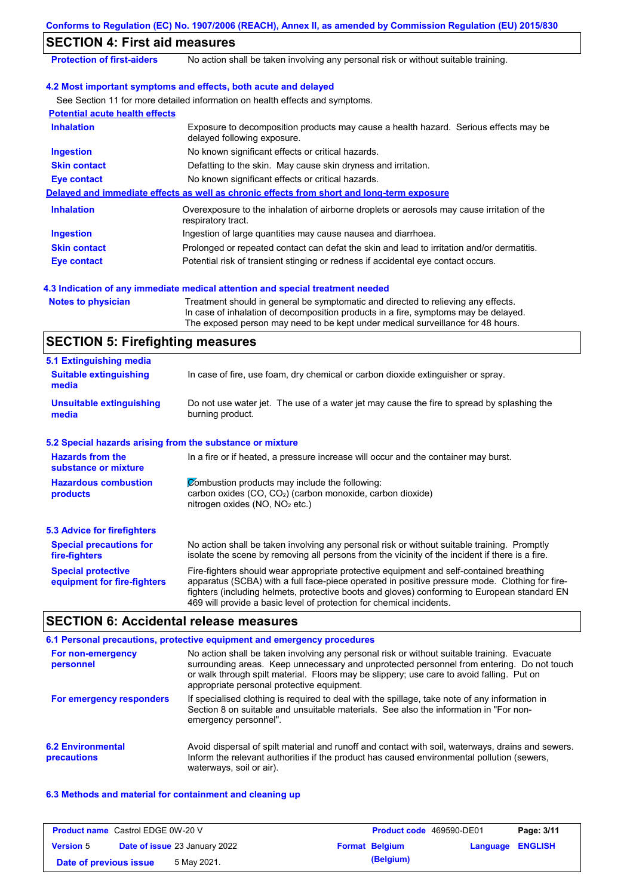## SECTION 4: First aid measures

| | |
|---|---|
| **Protection of first-aiders** | No action shall be taken involving any personal risk or without suitable training. |

### 4.2 Most important symptoms and effects, both acute and delayed

See Section 11 for more detailed information on health effects and symptoms.

**Potential acute health effects**

| | |
|---|---|
| **Inhalation** | Exposure to decomposition products may cause a health hazard. Serious effects may be delayed following exposure. |
| **Ingestion** | No known significant effects or critical hazards. |
| **Skin contact** | Defatting to the skin. May cause skin dryness and irritation. |
| **Eye contact** | No known significant effects or critical hazards. |

**Delayed and immediate effects as well as chronic effects from short and long-term exposure**

| | |
|---|---|
| **Inhalation** | Overexposure to the inhalation of airborne droplets or aerosols may cause irritation of the respiratory tract. |
| **Ingestion** | Ingestion of large quantities may cause nausea and diarrhoea. |
| **Skin contact** | Prolonged or repeated contact can defat the skin and lead to irritation and/or dermatitis. |
| **Eye contact** | Potential risk of transient stinging or redness if accidental eye contact occurs. |

### 4.3 Indication of any immediate medical attention and special treatment needed

| | |
|---|---|
| **Notes to physician** | Treatment should in general be symptomatic and directed to relieving any effects. In case of inhalation of decomposition products in a fire, symptoms may be delayed. The exposed person may need to be kept under medical surveillance for 48 hours. |

## SECTION 5: Firefighting measures

### 5.1 Extinguishing media

| | |
|---|---|
| **Suitable extinguishing media** | In case of fire, use foam, dry chemical or carbon dioxide extinguisher or spray. |
| **Unsuitable extinguishing media** | Do not use water jet. The use of a water jet may cause the fire to spread by splashing the burning product. |

### 5.2 Special hazards arising from the substance or mixture

| | |
|---|---|
| **Hazards from the substance or mixture** | In a fire or if heated, a pressure increase will occur and the container may burst. |
| **Hazardous combustion products** | Combustion products may include the following: carbon oxides (CO, $CO_2$) (carbon monoxide, carbon dioxide) nitrogen oxides (NO, $NO_2$ etc.) |

### 5.3 Advice for firefighters

| | |
|---|---|
| **Special precautions for fire-fighters** | No action shall be taken involving any personal risk or without suitable training. Promptly isolate the scene by removing all persons from the vicinity of the incident if there is a fire. |
| **Special protective equipment for fire-fighters** | Fire-fighters should wear appropriate protective equipment and self-contained breathing apparatus (SCBA) with a full face-piece operated in positive pressure mode. Clothing for fire-fighters (including helmets, protective boots and gloves) conforming to European standard EN 469 will provide a basic level of protection for chemical incidents. |

## SECTION 6: Accidental release measures

### 6.1 Personal precautions, protective equipment and emergency procedures

| | |
|---|---|
| **For non-emergency personnel** | No action shall be taken involving any personal risk or without suitable training. Evacuate surrounding areas. Keep unnecessary and unprotected personnel from entering. Do not touch or walk through spilt material. Floors may be slippery; use care to avoid falling. Put on appropriate personal protective equipment. |
| **For emergency responders** | If specialised clothing is required to deal with the spillage, take note of any information in Section 8 on suitable and unsuitable materials. See also the information in "For non-emergency personnel". |

| | |
|---|---|
| **6.2 Environmental precautions** | Avoid dispersal of spilt material and runoff and contact with soil, waterways, drains and sewers. Inform the relevant authorities if the product has caused environmental pollution (sewers, waterways, soil or air). |

### 6.3 Methods and material for containment and cleaning up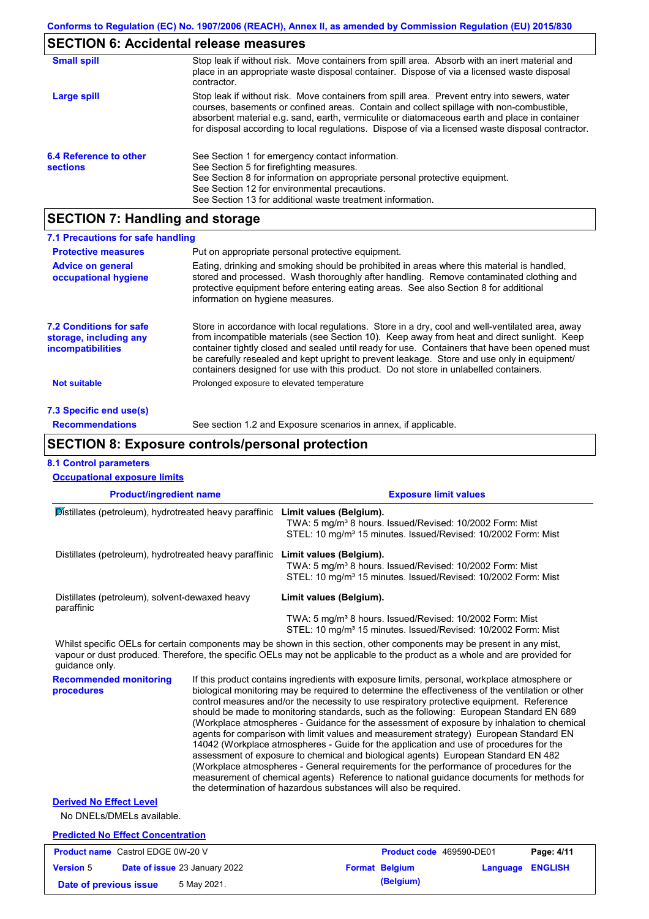## SECTION 6: Accidental release measures

| | |
|---|---|
| **Small spill** | Stop leak if without risk. Move containers from spill area. Absorb with an inert material and place in an appropriate waste disposal container. Dispose of via a licensed waste disposal contractor. |
| **Large spill** | Stop leak if without risk. Move containers from spill area. Prevent entry into sewers, water courses, basements or confined areas. Contain and collect spillage with non-combustible, absorbent material e.g. sand, earth, vermiculite or diatomaceous earth and place in container for disposal according to local regulations. Dispose of via a licensed waste disposal contractor. |

**6.4 Reference to other sections**

See Section 1 for emergency contact information.
See Section 5 for firefighting measures.
See Section 8 for information on appropriate personal protective equipment.
See Section 12 for environmental precautions.
See Section 13 for additional waste treatment information.

## SECTION 7: Handling and storage

### 7.1 Precautions for safe handling

| | |
|---|---|
| **Protective measures** | Put on appropriate personal protective equipment. |
| **Advice on general occupational hygiene** | Eating, drinking and smoking should be prohibited in areas where this material is handled, stored and processed. Wash thoroughly after handling. Remove contaminated clothing and protective equipment before entering eating areas. See also Section 8 for additional information on hygiene measures. |

**7.2 Conditions for safe storage, including any incompatibilities**

Store in accordance with local regulations. Store in a dry, cool and well-ventilated area, away from incompatible materials (see Section 10). Keep away from heat and direct sunlight. Keep container tightly closed and sealed until ready for use. Containers that have been opened must be carefully resealed and kept upright to prevent leakage. Store and use only in equipment/containers designed for use with this product. Do not store in unlabelled containers.

**Not suitable** Prolonged exposure to elevated temperature

### 7.3 Specific end use(s)

**Recommendations** See section 1.2 and Exposure scenarios in annex, if applicable.

## SECTION 8: Exposure controls/personal protection

### 8.1 Control parameters

**Occupational exposure limits**

| Product/ingredient name | Exposure limit values |
|---|---|
| Distillates (petroleum), hydrotreated heavy paraffinic | **Limit values (Belgium).**<br>TWA: 5 mg/m³ 8 hours. Issued/Revised: 10/2002 Form: Mist<br>STEL: 10 mg/m³ 15 minutes. Issued/Revised: 10/2002 Form: Mist |
| Distillates (petroleum), hydrotreated heavy paraffinic | **Limit values (Belgium).**<br>TWA: 5 mg/m³ 8 hours. Issued/Revised: 10/2002 Form: Mist<br>STEL: 10 mg/m³ 15 minutes. Issued/Revised: 10/2002 Form: Mist |
| Distillates (petroleum), solvent-dewaxed heavy paraffinic | **Limit values (Belgium).**<br>TWA: 5 mg/m³ 8 hours. Issued/Revised: 10/2002 Form: Mist<br>STEL: 10 mg/m³ 15 minutes. Issued/Revised: 10/2002 Form: Mist |

Whilst specific OELs for certain components may be shown in this section, other components may be present in any mist, vapour or dust produced. Therefore, the specific OELs may not be applicable to the product as a whole and are provided for guidance only.

**Recommended monitoring procedures**

If this product contains ingredients with exposure limits, personal, workplace atmosphere or biological monitoring may be required to determine the effectiveness of the ventilation or other control measures and/or the necessity to use respiratory protective equipment. Reference should be made to monitoring standards, such as the following: European Standard EN 689 (Workplace atmospheres - Guidance for the assessment of exposure by inhalation to chemical agents for comparison with limit values and measurement strategy) European Standard EN 14042 (Workplace atmospheres - Guide for the application and use of procedures for the assessment of exposure to chemical and biological agents) European Standard EN 482 (Workplace atmospheres - General requirements for the performance of procedures for the measurement of chemical agents) Reference to national guidance documents for methods for the determination of hazardous substances will also be required.

**Derived No Effect Level**

No DNELs/DMELs available.

**Predicted No Effect Concentration**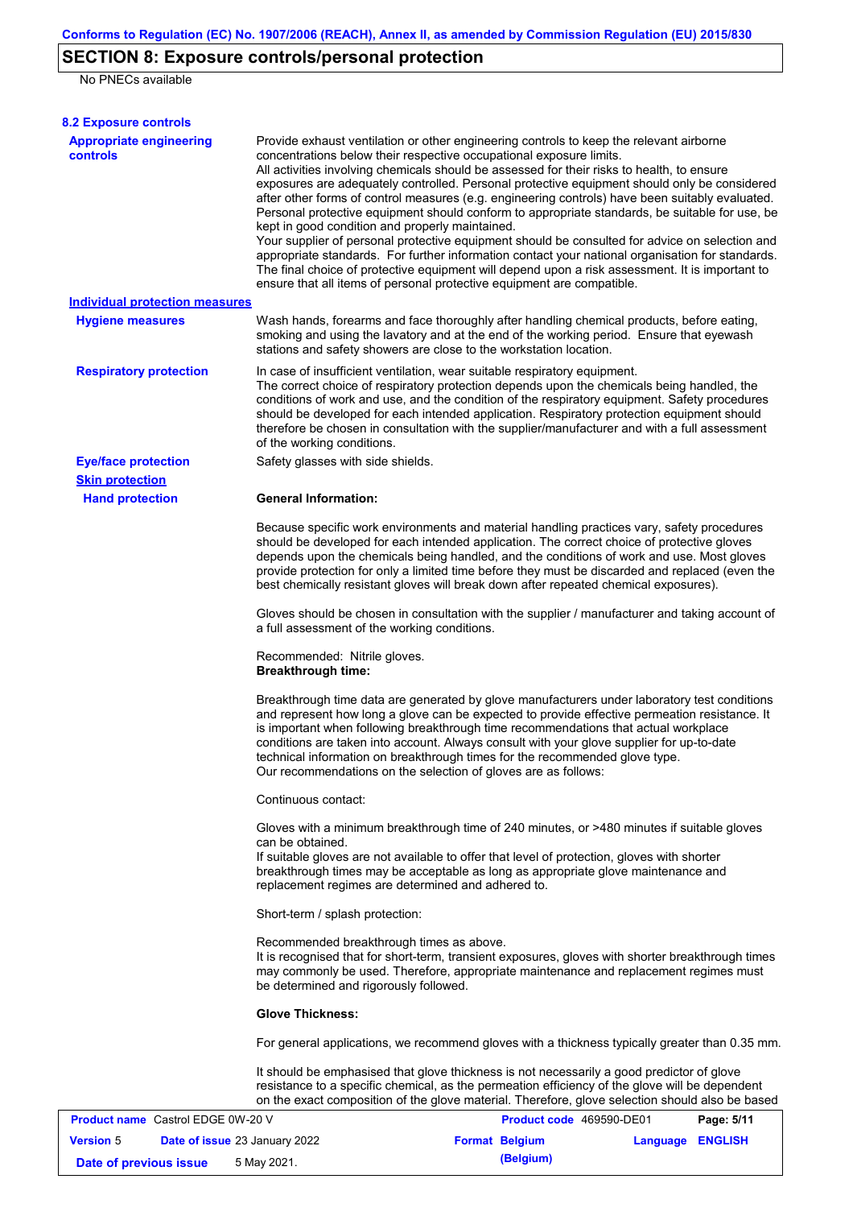## SECTION 8: Exposure controls/personal protection

No PNECs available

### 8.2 Exposure controls

**Appropriate engineering controls**

Provide exhaust ventilation or other engineering controls to keep the relevant airborne concentrations below their respective occupational exposure limits.
All activities involving chemicals should be assessed for their risks to health, to ensure exposures are adequately controlled. Personal protective equipment should only be considered after other forms of control measures (e.g. engineering controls) have been suitably evaluated. Personal protective equipment should conform to appropriate standards, be suitable for use, be kept in good condition and properly maintained.
Your supplier of personal protective equipment should be consulted for advice on selection and appropriate standards. For further information contact your national organisation for standards. The final choice of protective equipment will depend upon a risk assessment. It is important to ensure that all items of personal protective equipment are compatible.

**Individual protection measures**

**Hygiene measures**

Wash hands, forearms and face thoroughly after handling chemical products, before eating, smoking and using the lavatory and at the end of the working period. Ensure that eyewash stations and safety showers are close to the workstation location.

**Respiratory protection**

In case of insufficient ventilation, wear suitable respiratory equipment.
The correct choice of respiratory protection depends upon the chemicals being handled, the conditions of work and use, and the condition of the respiratory equipment. Safety procedures should be developed for each intended application. Respiratory protection equipment should therefore be chosen in consultation with the supplier/manufacturer and with a full assessment of the working conditions.

**Eye/face protection**

Safety glasses with side shields.

**Skin protection**

**Hand protection**

**General Information:**

Because specific work environments and material handling practices vary, safety procedures should be developed for each intended application. The correct choice of protective gloves depends upon the chemicals being handled, and the conditions of work and use. Most gloves provide protection for only a limited time before they must be discarded and replaced (even the best chemically resistant gloves will break down after repeated chemical exposures).

Gloves should be chosen in consultation with the supplier / manufacturer and taking account of a full assessment of the working conditions.

Recommended: Nitrile gloves.
**Breakthrough time:**

Breakthrough time data are generated by glove manufacturers under laboratory test conditions and represent how long a glove can be expected to provide effective permeation resistance. It is important when following breakthrough time recommendations that actual workplace conditions are taken into account. Always consult with your glove supplier for up-to-date technical information on breakthrough times for the recommended glove type.
Our recommendations on the selection of gloves are as follows:

Continuous contact:

Gloves with a minimum breakthrough time of 240 minutes, or >480 minutes if suitable gloves can be obtained.
If suitable gloves are not available to offer that level of protection, gloves with shorter breakthrough times may be acceptable as long as appropriate glove maintenance and replacement regimes are determined and adhered to.

Short-term / splash protection:

Recommended breakthrough times as above.
It is recognised that for short-term, transient exposures, gloves with shorter breakthrough times may commonly be used. Therefore, appropriate maintenance and replacement regimes must be determined and rigorously followed.

**Glove Thickness:**

For general applications, we recommend gloves with a thickness typically greater than 0.35 mm.

It should be emphasised that glove thickness is not necessarily a good predictor of glove resistance to a specific chemical, as the permeation efficiency of the glove will be dependent on the exact composition of the glove material. Therefore, glove selection should also be based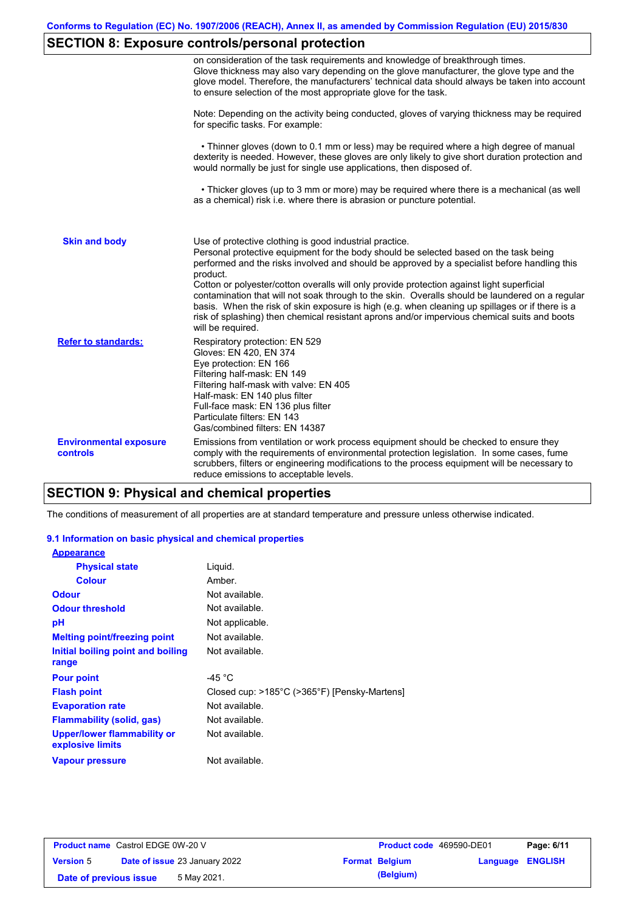## SECTION 8: Exposure controls/personal protection

on consideration of the task requirements and knowledge of breakthrough times. Glove thickness may also vary depending on the glove manufacturer, the glove type and the glove model. Therefore, the manufacturers' technical data should always be taken into account to ensure selection of the most appropriate glove for the task.

Note: Depending on the activity being conducted, gloves of varying thickness may be required for specific tasks. For example:

• Thinner gloves (down to 0.1 mm or less) may be required where a high degree of manual dexterity is needed. However, these gloves are only likely to give short duration protection and would normally be just for single use applications, then disposed of.

• Thicker gloves (up to 3 mm or more) may be required where there is a mechanical (as well as a chemical) risk i.e. where there is abrasion or puncture potential.

**Skin and body**

Use of protective clothing is good industrial practice.
Personal protective equipment for the body should be selected based on the task being performed and the risks involved and should be approved by a specialist before handling this product.
Cotton or polyester/cotton overalls will only provide protection against light superficial contamination that will not soak through to the skin. Overalls should be laundered on a regular basis. When the risk of skin exposure is high (e.g. when cleaning up spillages or if there is a risk of splashing) then chemical resistant aprons and/or impervious chemical suits and boots will be required.

**Refer to standards:**

Respiratory protection: EN 529
Gloves: EN 420, EN 374
Eye protection: EN 166
Filtering half-mask: EN 149
Filtering half-mask with valve: EN 405
Half-mask: EN 140 plus filter
Full-face mask: EN 136 plus filter
Particulate filters: EN 143
Gas/combined filters: EN 14387

**Environmental exposure controls**

Emissions from ventilation or work process equipment should be checked to ensure they comply with the requirements of environmental protection legislation. In some cases, fume scrubbers, filters or engineering modifications to the process equipment will be necessary to reduce emissions to acceptable levels.

## SECTION 9: Physical and chemical properties

The conditions of measurement of all properties are at standard temperature and pressure unless otherwise indicated.

### 9.1 Information on basic physical and chemical properties

| Property | Value |
|---|---|
| **Appearance** | |
| Physical state | Liquid. |
| Colour | Amber. |
| Odour | Not available. |
| Odour threshold | Not available. |
| pH | Not applicable. |
| Melting point/freezing point | Not available. |
| Initial boiling point and boiling range | Not available. |
| Pour point | -45 °C |
| Flash point | Closed cup: >185°C (>365°F) [Pensky-Martens] |
| Evaporation rate | Not available. |
| Flammability (solid, gas) | Not available. |
| Upper/lower flammability or explosive limits | Not available. |
| Vapour pressure | Not available. |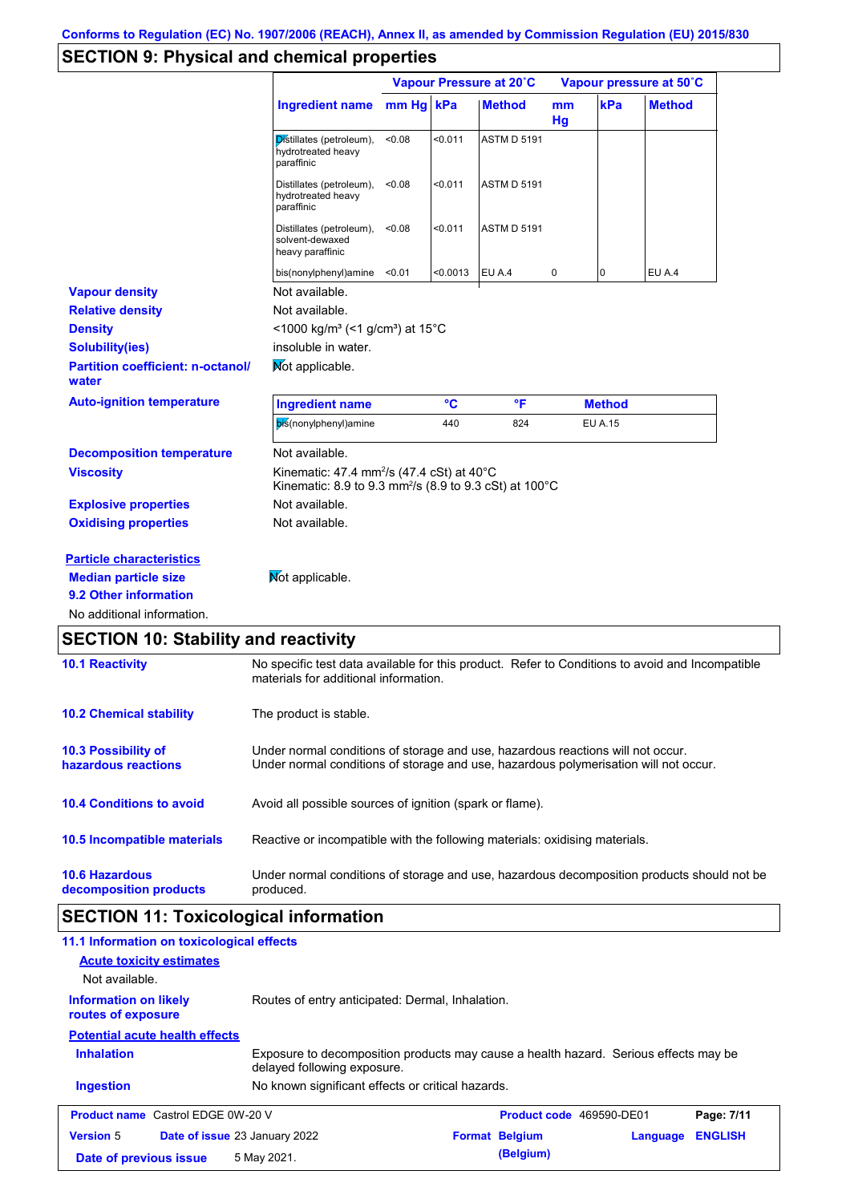Conforms to Regulation (EC) No. 1907/2006 (REACH), Annex II, as amended by Commission Regulation (EU) 2015/830

## SECTION 9: Physical and chemical properties

| Ingredient name | Vapour Pressure at 20˚C | | | Vapour pressure at 50˚C | | |
|---|---|---|---|---|---|---|
| | mm Hg | kPa | Method | mm Hg | kPa | Method |
| Distillates (petroleum), hydrotreated heavy paraffinic | <0.08 | <0.011 | ASTM D 5191 | | | |
| Distillates (petroleum), hydrotreated heavy paraffinic | <0.08 | <0.011 | ASTM D 5191 | | | |
| Distillates (petroleum), solvent-dewaxed heavy paraffinic | <0.08 | <0.011 | ASTM D 5191 | | | |
| bis(nonylphenyl)amine | <0.01 | <0.0013 | EU A.4 | 0 | 0 | EU A.4 |

**Vapour density** Not available.

**Relative density** Not available.

**Density** <1000 kg/m³ (<1 g/cm³) at 15°C

**Solubility(ies)** insoluble in water.

**Partition coefficient: n-octanol/ water** Not applicable.

**Auto-ignition temperature**

| Ingredient name | °C | °F | Method |
|---|---|---|---|
| bis(nonylphenyl)amine | 440 | 824 | EU A.15 |

**Decomposition temperature** Not available.

**Viscosity** Kinematic: 47.4 mm²/s (47.4 cSt) at 40°C
Kinematic: 8.9 to 9.3 mm²/s (8.9 to 9.3 cSt) at 100°C

**Explosive properties** Not available.

**Oxidising properties** Not available.

**Particle characteristics**

**Median particle size** Not applicable.

**9.2 Other information**

No additional information.

## SECTION 10: Stability and reactivity

**10.1 Reactivity** No specific test data available for this product. Refer to Conditions to avoid and Incompatible materials for additional information.

**10.2 Chemical stability** The product is stable.

**10.3 Possibility of hazardous reactions** Under normal conditions of storage and use, hazardous reactions will not occur.
Under normal conditions of storage and use, hazardous polymerisation will not occur.

**10.4 Conditions to avoid** Avoid all possible sources of ignition (spark or flame).

**10.5 Incompatible materials** Reactive or incompatible with the following materials: oxidising materials.

**10.6 Hazardous decomposition products** Under normal conditions of storage and use, hazardous decomposition products should not be produced.

## SECTION 11: Toxicological information

**11.1 Information on toxicological effects**

**Acute toxicity estimates**

Not available.

**Information on likely routes of exposure** Routes of entry anticipated: Dermal, Inhalation.

**Potential acute health effects**

**Inhalation** Exposure to decomposition products may cause a health hazard. Serious effects may be delayed following exposure.

**Ingestion** No known significant effects or critical hazards.

| Product name Castrol EDGE 0W-20 V | | Product code 469590-DE01 | Page: 7/11 |
|---|---|---|---|
| Version 5 | Date of issue 23 January 2022 | Format Belgium (Belgium) | Language ENGLISH |
| Date of previous issue | 5 May 2021. | | |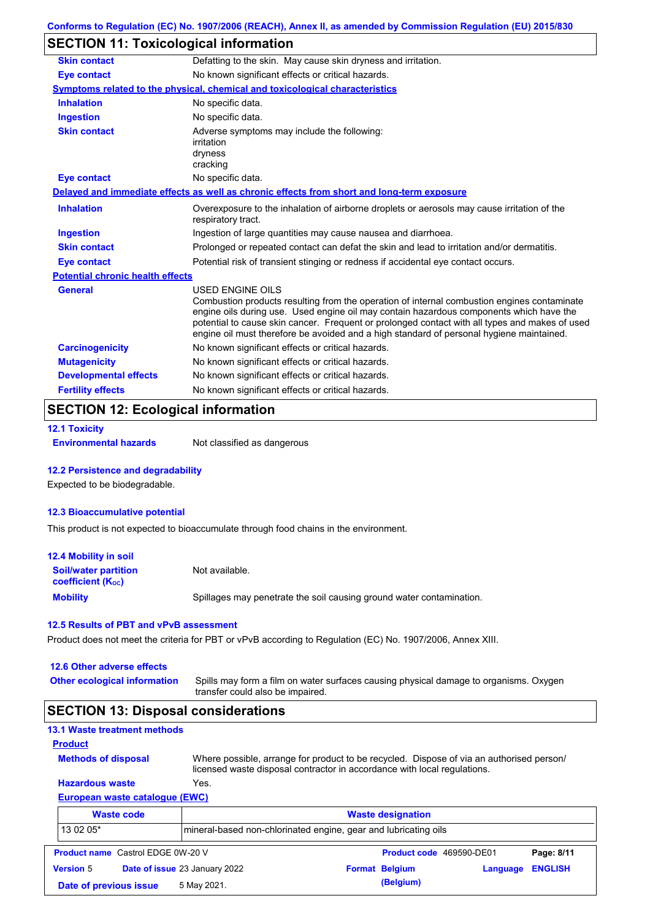Conforms to Regulation (EC) No. 1907/2006 (REACH), Annex II, as amended by Commission Regulation (EU) 2015/830

## SECTION 11: Toxicological information

| | |
|---|---|
| **Skin contact** | Defatting to the skin. May cause skin dryness and irritation. |
| **Eye contact** | No known significant effects or critical hazards. |

**Symptoms related to the physical, chemical and toxicological characteristics**

| | |
|---|---|
| **Inhalation** | No specific data. |
| **Ingestion** | No specific data. |
| **Skin contact** | Adverse symptoms may include the following: irritation dryness cracking |
| **Eye contact** | No specific data. |

**Delayed and immediate effects as well as chronic effects from short and long-term exposure**

| | |
|---|---|
| **Inhalation** | Overexposure to the inhalation of airborne droplets or aerosols may cause irritation of the respiratory tract. |
| **Ingestion** | Ingestion of large quantities may cause nausea and diarrhoea. |
| **Skin contact** | Prolonged or repeated contact can defat the skin and lead to irritation and/or dermatitis. |
| **Eye contact** | Potential risk of transient stinging or redness if accidental eye contact occurs. |

**Potential chronic health effects**

| | |
|---|---|
| **General** | USED ENGINE OILS Combustion products resulting from the operation of internal combustion engines contaminate engine oils during use. Used engine oil may contain hazardous components which have the potential to cause skin cancer. Frequent or prolonged contact with all types and makes of used engine oil must therefore be avoided and a high standard of personal hygiene maintained. |
| **Carcinogenicity** | No known significant effects or critical hazards. |
| **Mutagenicity** | No known significant effects or critical hazards. |
| **Developmental effects** | No known significant effects or critical hazards. |
| **Fertility effects** | No known significant effects or critical hazards. |

## SECTION 12: Ecological information

### 12.1 Toxicity

**Environmental hazards** Not classified as dangerous

### 12.2 Persistence and degradability

Expected to be biodegradable.

### 12.3 Bioaccumulative potential

This product is not expected to bioaccumulate through food chains in the environment.

### 12.4 Mobility in soil

| | |
|---|---|
| **Soil/water partition coefficient ($K_{OC}$)** | Not available. |
| **Mobility** | Spillages may penetrate the soil causing ground water contamination. |

### 12.5 Results of PBT and vPvB assessment

Product does not meet the criteria for PBT or vPvB according to Regulation (EC) No. 1907/2006, Annex XIII.

### 12.6 Other adverse effects

**Other ecological information** Spills may form a film on water surfaces causing physical damage to organisms. Oxygen transfer could also be impaired.

## SECTION 13: Disposal considerations

### 13.1 Waste treatment methods

**Product**

| | |
|---|---|
| **Methods of disposal** | Where possible, arrange for product to be recycled. Dispose of via an authorised person/ licensed waste disposal contractor in accordance with local regulations. |
| **Hazardous waste** | Yes. |

**European waste catalogue (EWC)**

| Waste code | Waste designation |
|---|---|
| 13 02 05* | mineral-based non-chlorinated engine, gear and lubricating oils |

| | | | |
|---|---|---|---|
| **Product name** Castrol EDGE 0W-20 V | | **Product code** 469590-DE01 | |
| **Version** 5 | **Date of issue** 23 January 2022 | **Format** Belgium (Belgium) | **Language** ENGLISH |
| **Date of previous issue** | 5 May 2021. | | |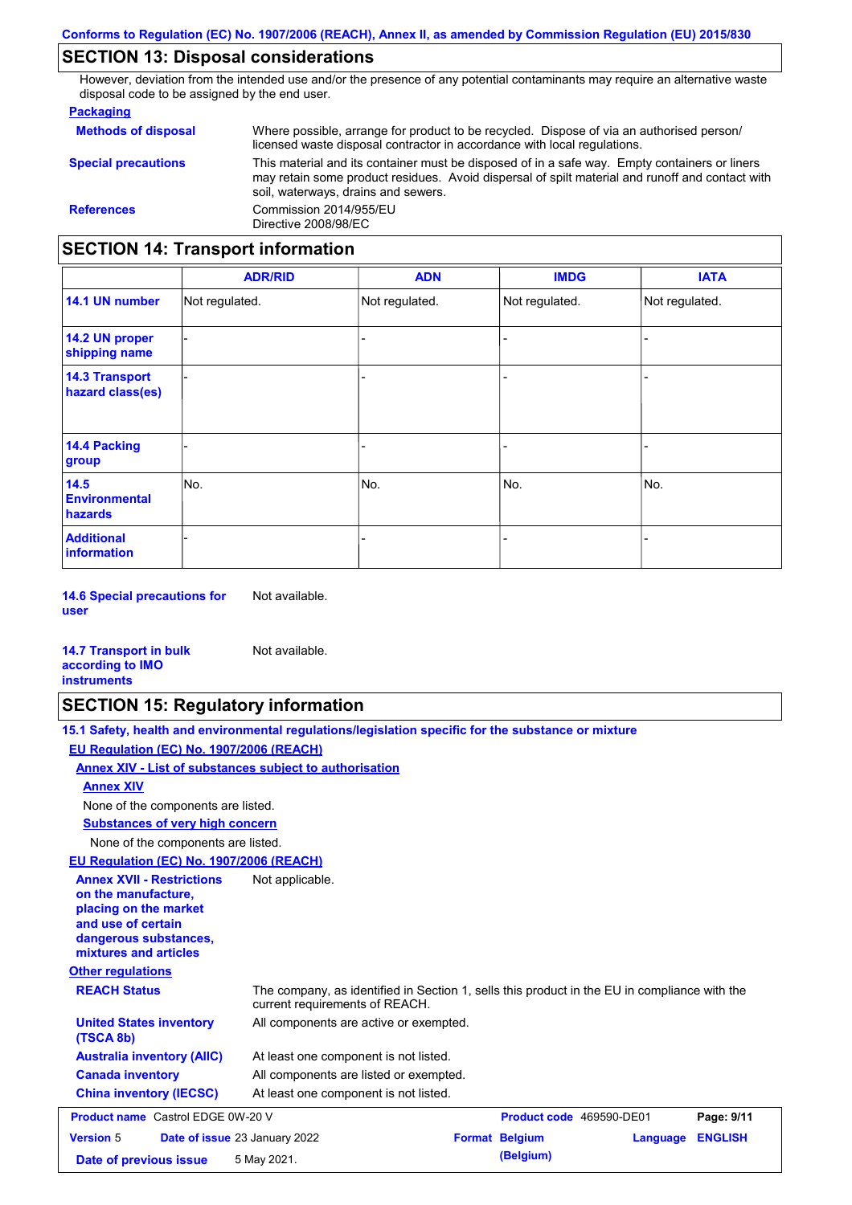## SECTION 13: Disposal considerations

However, deviation from the intended use and/or the presence of any potential contaminants may require an alternative waste disposal code to be assigned by the end user.

**Packaging**

**Methods of disposal** Where possible, arrange for product to be recycled. Dispose of via an authorised person/ licensed waste disposal contractor in accordance with local regulations.

**Special precautions** This material and its container must be disposed of in a safe way. Empty containers or liners may retain some product residues. Avoid dispersal of spilt material and runoff and contact with soil, waterways, drains and sewers.

**References** Commission 2014/955/EU
Directive 2008/98/EC

## SECTION 14: Transport information

| | ADR/RID | ADN | IMDG | IATA |
|---|---|---|---|---|
| **14.1 UN number** | Not regulated. | Not regulated. | Not regulated. | Not regulated. |
| **14.2 UN proper shipping name** | - | - | - | - |
| **14.3 Transport hazard class(es)** | - | - | - | - |
| **14.4 Packing group** | - | - | - | - |
| **14.5 Environmental hazards** | No. | No. | No. | No. |
| **Additional information** | - | - | - | - |

**14.6 Special precautions for user** Not available.

**14.7 Transport in bulk according to IMO instruments** Not available.

## SECTION 15: Regulatory information

**15.1 Safety, health and environmental regulations/legislation specific for the substance or mixture**

**EU Regulation (EC) No. 1907/2006 (REACH)**

**Annex XIV - List of substances subject to authorisation**

**Annex XIV**

None of the components are listed.

**Substances of very high concern**

None of the components are listed.

**EU Regulation (EC) No. 1907/2006 (REACH)**

**Annex XVII - Restrictions on the manufacture, placing on the market and use of certain dangerous substances, mixtures and articles** Not applicable.

**Other regulations**

**REACH Status** The company, as identified in Section 1, sells this product in the EU in compliance with the current requirements of REACH.

**United States inventory (TSCA 8b)** All components are active or exempted.

**Australia inventory (AIIC)** At least one component is not listed.

**Canada inventory** All components are listed or exempted.

**China inventory (IECSC)** At least one component is not listed.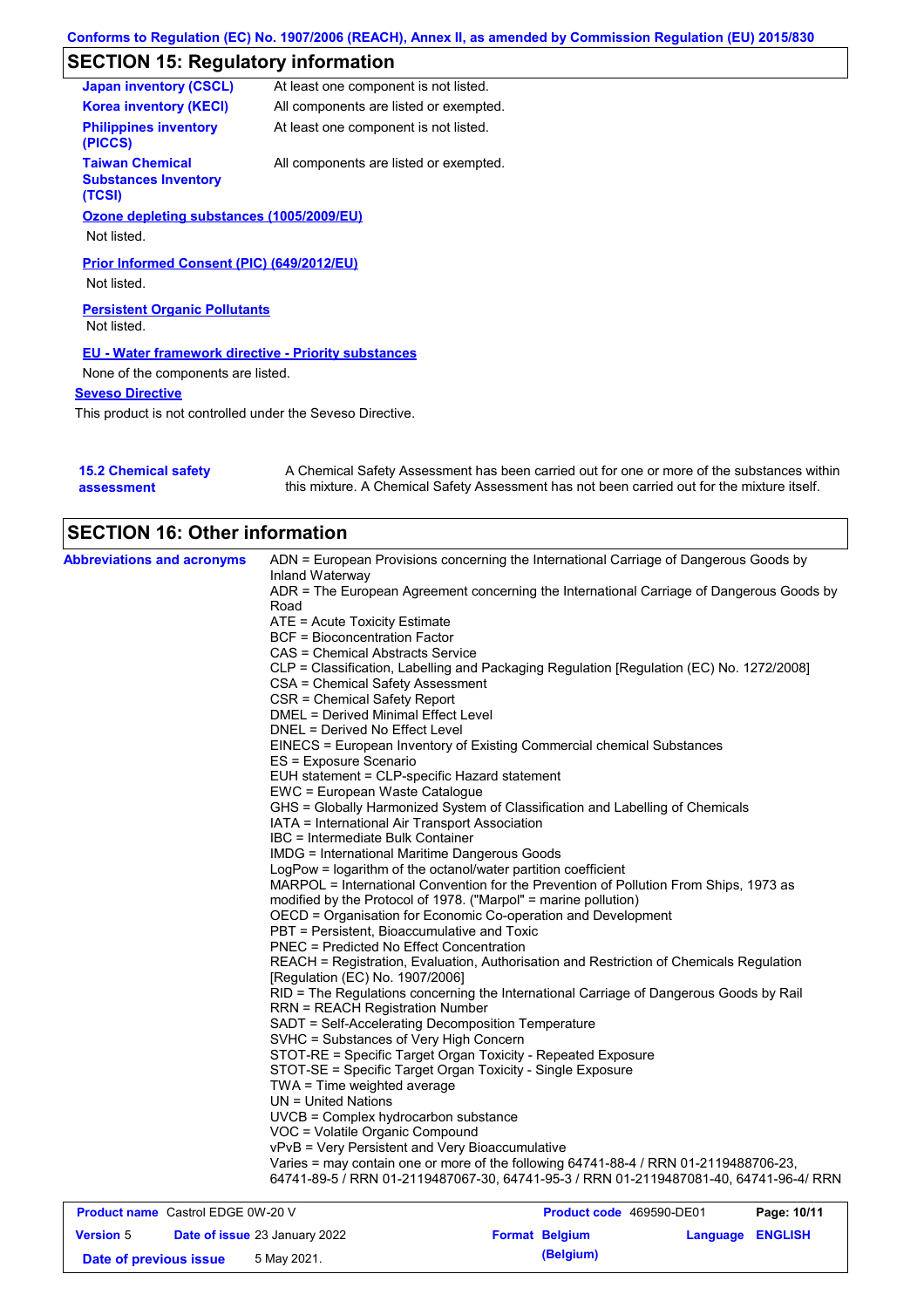## SECTION 15: Regulatory information

| | |
|---|---|
| **Japan inventory (CSCL)** | At least one component is not listed. |
| **Korea inventory (KECI)** | All components are listed or exempted. |
| **Philippines inventory (PICCS)** | At least one component is not listed. |
| **Taiwan Chemical Substances Inventory (TCSI)** | All components are listed or exempted. |

**Ozone depleting substances (1005/2009/EU)**

Not listed.

**Prior Informed Consent (PIC) (649/2012/EU)**

Not listed.

**Persistent Organic Pollutants**

Not listed.

**EU - Water framework directive - Priority substances**

None of the components are listed.

**Seveso Directive**

This product is not controlled under the Seveso Directive.

**15.2 Chemical safety assessment**

A Chemical Safety Assessment has been carried out for one or more of the substances within this mixture. A Chemical Safety Assessment has not been carried out for the mixture itself.

## SECTION 16: Other information

**Abbreviations and acronyms**

ADN = European Provisions concerning the International Carriage of Dangerous Goods by Inland Waterway
ADR = The European Agreement concerning the International Carriage of Dangerous Goods by Road
ATE = Acute Toxicity Estimate
BCF = Bioconcentration Factor
CAS = Chemical Abstracts Service
CLP = Classification, Labelling and Packaging Regulation [Regulation (EC) No. 1272/2008]
CSA = Chemical Safety Assessment
CSR = Chemical Safety Report
DMEL = Derived Minimal Effect Level
DNEL = Derived No Effect Level
EINECS = European Inventory of Existing Commercial chemical Substances
ES = Exposure Scenario
EUH statement = CLP-specific Hazard statement
EWC = European Waste Catalogue
GHS = Globally Harmonized System of Classification and Labelling of Chemicals
IATA = International Air Transport Association
IBC = Intermediate Bulk Container
IMDG = International Maritime Dangerous Goods
LogPow = logarithm of the octanol/water partition coefficient
MARPOL = International Convention for the Prevention of Pollution From Ships, 1973 as modified by the Protocol of 1978. ("Marpol" = marine pollution)
OECD = Organisation for Economic Co-operation and Development
PBT = Persistent, Bioaccumulative and Toxic
PNEC = Predicted No Effect Concentration
REACH = Registration, Evaluation, Authorisation and Restriction of Chemicals Regulation [Regulation (EC) No. 1907/2006]
RID = The Regulations concerning the International Carriage of Dangerous Goods by Rail
RRN = REACH Registration Number
SADT = Self-Accelerating Decomposition Temperature
SVHC = Substances of Very High Concern
STOT-RE = Specific Target Organ Toxicity - Repeated Exposure
STOT-SE = Specific Target Organ Toxicity - Single Exposure
TWA = Time weighted average
UN = United Nations
UVCB = Complex hydrocarbon substance
VOC = Volatile Organic Compound
vPvB = Very Persistent and Very Bioaccumulative
Varies = may contain one or more of the following 64741-88-4 / RRN 01-2119488706-23, 64741-89-5 / RRN 01-2119487067-30, 64741-95-3 / RRN 01-2119487081-40, 64741-96-4/ RRN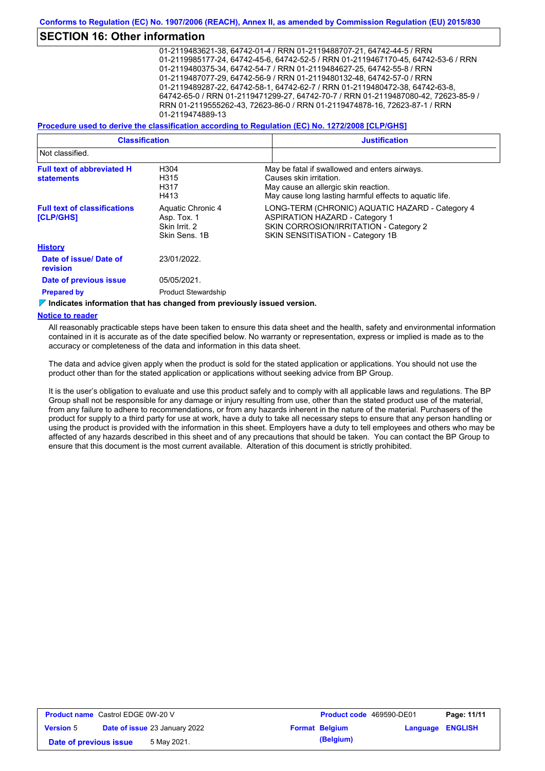## SECTION 16: Other information

01-2119483621-38, 64742-01-4 / RRN 01-2119488707-21, 64742-44-5 / RRN 01-2119985177-24, 64742-45-6, 64742-52-5 / RRN 01-2119467170-45, 64742-53-6 / RRN 01-2119480375-34, 64742-54-7 / RRN 01-2119484627-25, 64742-55-8 / RRN 01-2119487077-29, 64742-56-9 / RRN 01-2119480132-48, 64742-57-0 / RRN 01-2119489287-22, 64742-58-1, 64742-62-7 / RRN 01-2119480472-38, 64742-63-8, 64742-65-0 / RRN 01-2119471299-27, 64742-70-7 / RRN 01-2119487080-42, 72623-85-9 / RRN 01-2119555262-43, 72623-86-0 / RRN 01-2119474878-16, 72623-87-1 / RRN 01-2119474889-13

**Procedure used to derive the classification according to Regulation (EC) No. 1272/2008 [CLP/GHS]**

| Classification | Justification |
|---|---|
| Not classified. | |

| | | |
|---|---|---|
| **Full text of abbreviated H statements** | H304 | May be fatal if swallowed and enters airways. |
| | H315 | Causes skin irritation. |
| | H317 | May cause an allergic skin reaction. |
| | H413 | May cause long lasting harmful effects to aquatic life. |
| **Full text of classifications [CLP/GHS]** | Aquatic Chronic 4 | LONG-TERM (CHRONIC) AQUATIC HAZARD - Category 4 |
| | Asp. Tox. 1 | ASPIRATION HAZARD - Category 1 |
| | Skin Irrit. 2 | SKIN CORROSION/IRRITATION - Category 2 |
| | Skin Sens. 1B | SKIN SENSITISATION - Category 1B |

**History**

| | |
|---|---|
| **Date of issue/ Date of revision** | 23/01/2022. |
| **Date of previous issue** | 05/05/2021. |
| **Prepared by** | Product Stewardship |

**Indicates information that has changed from previously issued version.**

**Notice to reader**

All reasonably practicable steps have been taken to ensure this data sheet and the health, safety and environmental information contained in it is accurate as of the date specified below. No warranty or representation, express or implied is made as to the accuracy or completeness of the data and information in this data sheet.

The data and advice given apply when the product is sold for the stated application or applications. You should not use the product other than for the stated application or applications without seeking advice from BP Group.

It is the user's obligation to evaluate and use this product safely and to comply with all applicable laws and regulations. The BP Group shall not be responsible for any damage or injury resulting from use, other than the stated product use of the material, from any failure to adhere to recommendations, or from any hazards inherent in the nature of the material. Purchasers of the product for supply to a third party for use at work, have a duty to take all necessary steps to ensure that any person handling or using the product is provided with the information in this sheet. Employers have a duty to tell employees and others who may be affected of any hazards described in this sheet and of any precautions that should be taken. You can contact the BP Group to ensure that this document is the most current available. Alteration of this document is strictly prohibited.